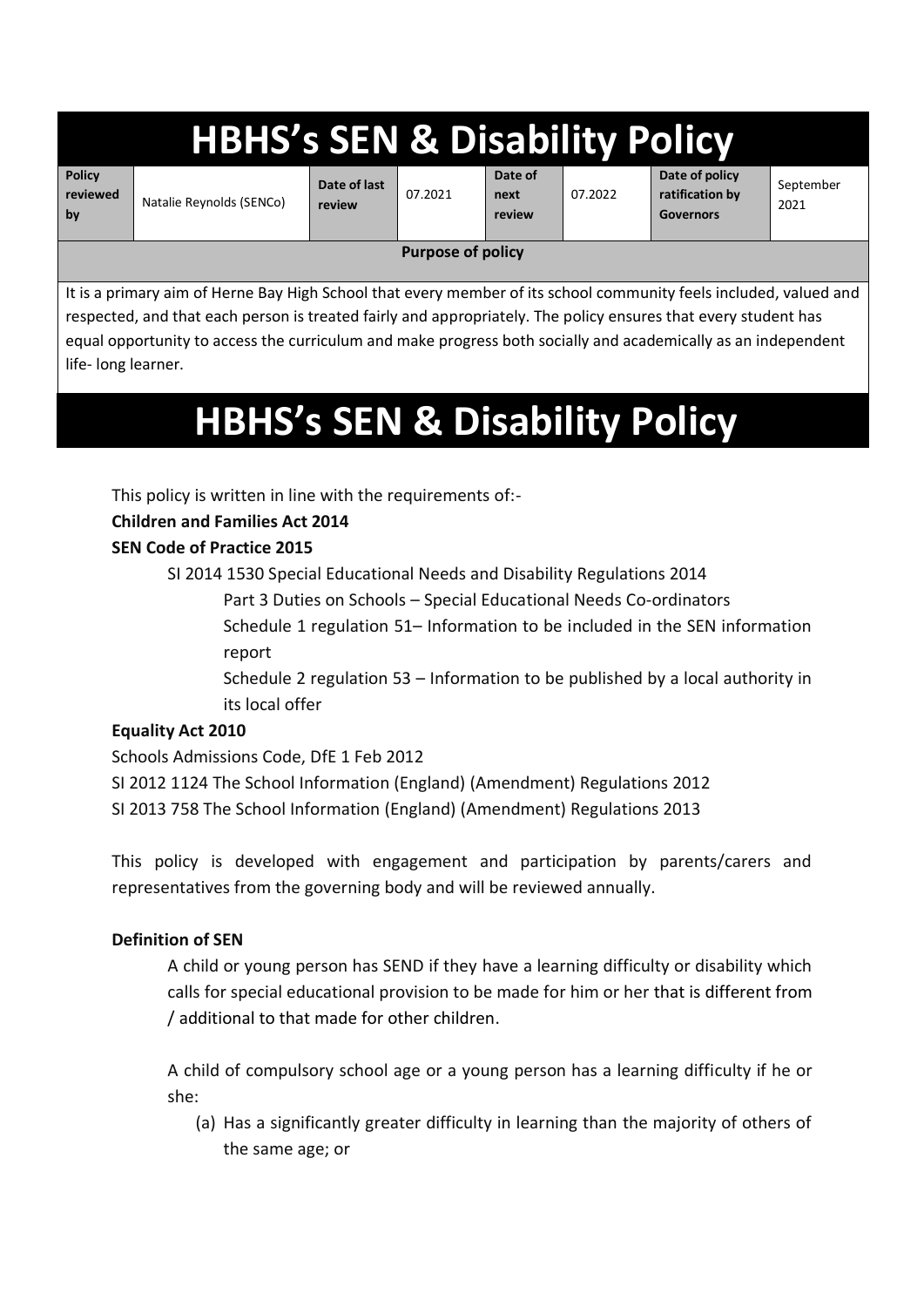# HBHS's SEN & Disability Policy

| Policy reviewed by | Natalie Reynolds (SENCo) | Date of last review | 07.2021 | Date of next review | 07.2022 | Date of policy ratification by Governors | September 2021 |
|---|---|---|---|---|---|---|---|

**Purpose of policy**

It is a primary aim of Herne Bay High School that every member of its school community feels included, valued and respected, and that each person is treated fairly and appropriately. The policy ensures that every student has equal opportunity to access the curriculum and make progress both socially and academically as an independent life- long learner.

# HBHS's SEN & Disability Policy

This policy is written in line with the requirements of:-

**Children and Families Act 2014**

**SEN Code of Practice 2015**

- SI 2014 1530 Special Educational Needs and Disability Regulations 2014
  - Part 3 Duties on Schools – Special Educational Needs Co-ordinators
  - Schedule 1 regulation 51– Information to be included in the SEN information report
  - Schedule 2 regulation 53 – Information to be published by a local authority in its local offer

**Equality Act 2010**

Schools Admissions Code, DfE 1 Feb 2012

SI 2012 1124 The School Information (England) (Amendment) Regulations 2012

SI 2013 758 The School Information (England) (Amendment) Regulations 2013

This policy is developed with engagement and participation by parents/carers and representatives from the governing body and will be reviewed annually.

**Definition of SEN**

A child or young person has SEND if they have a learning difficulty or disability which calls for special educational provision to be made for him or her that is different from / additional to that made for other children.

A child of compulsory school age or a young person has a learning difficulty if he or she:

(a) Has a significantly greater difficulty in learning than the majority of others of the same age; or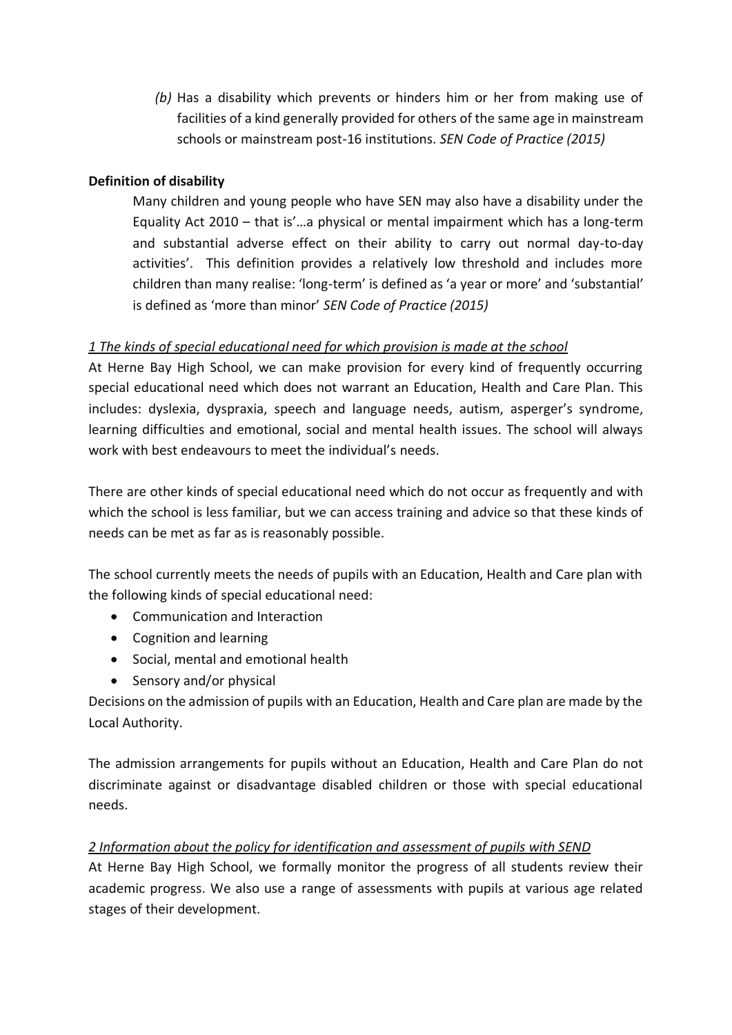*(b)* Has a disability which prevents or hinders him or her from making use of facilities of a kind generally provided for others of the same age in mainstream schools or mainstream post-16 institutions. *SEN Code of Practice (2015)*

**Definition of disability**

Many children and young people who have SEN may also have a disability under the Equality Act 2010 – that is'…a physical or mental impairment which has a long-term and substantial adverse effect on their ability to carry out normal day-to-day activities'. This definition provides a relatively low threshold and includes more children than many realise: 'long-term' is defined as 'a year or more' and 'substantial' is defined as 'more than minor' *SEN Code of Practice (2015)*

*1 The kinds of special educational need for which provision is made at the school*

At Herne Bay High School, we can make provision for every kind of frequently occurring special educational need which does not warrant an Education, Health and Care Plan. This includes: dyslexia, dyspraxia, speech and language needs, autism, asperger's syndrome, learning difficulties and emotional, social and mental health issues. The school will always work with best endeavours to meet the individual's needs.

There are other kinds of special educational need which do not occur as frequently and with which the school is less familiar, but we can access training and advice so that these kinds of needs can be met as far as is reasonably possible.

The school currently meets the needs of pupils with an Education, Health and Care plan with the following kinds of special educational need:

- Communication and Interaction
- Cognition and learning
- Social, mental and emotional health
- Sensory and/or physical

Decisions on the admission of pupils with an Education, Health and Care plan are made by the Local Authority.

The admission arrangements for pupils without an Education, Health and Care Plan do not discriminate against or disadvantage disabled children or those with special educational needs.

*2 Information about the policy for identification and assessment of pupils with SEND*

At Herne Bay High School, we formally monitor the progress of all students review their academic progress. We also use a range of assessments with pupils at various age related stages of their development.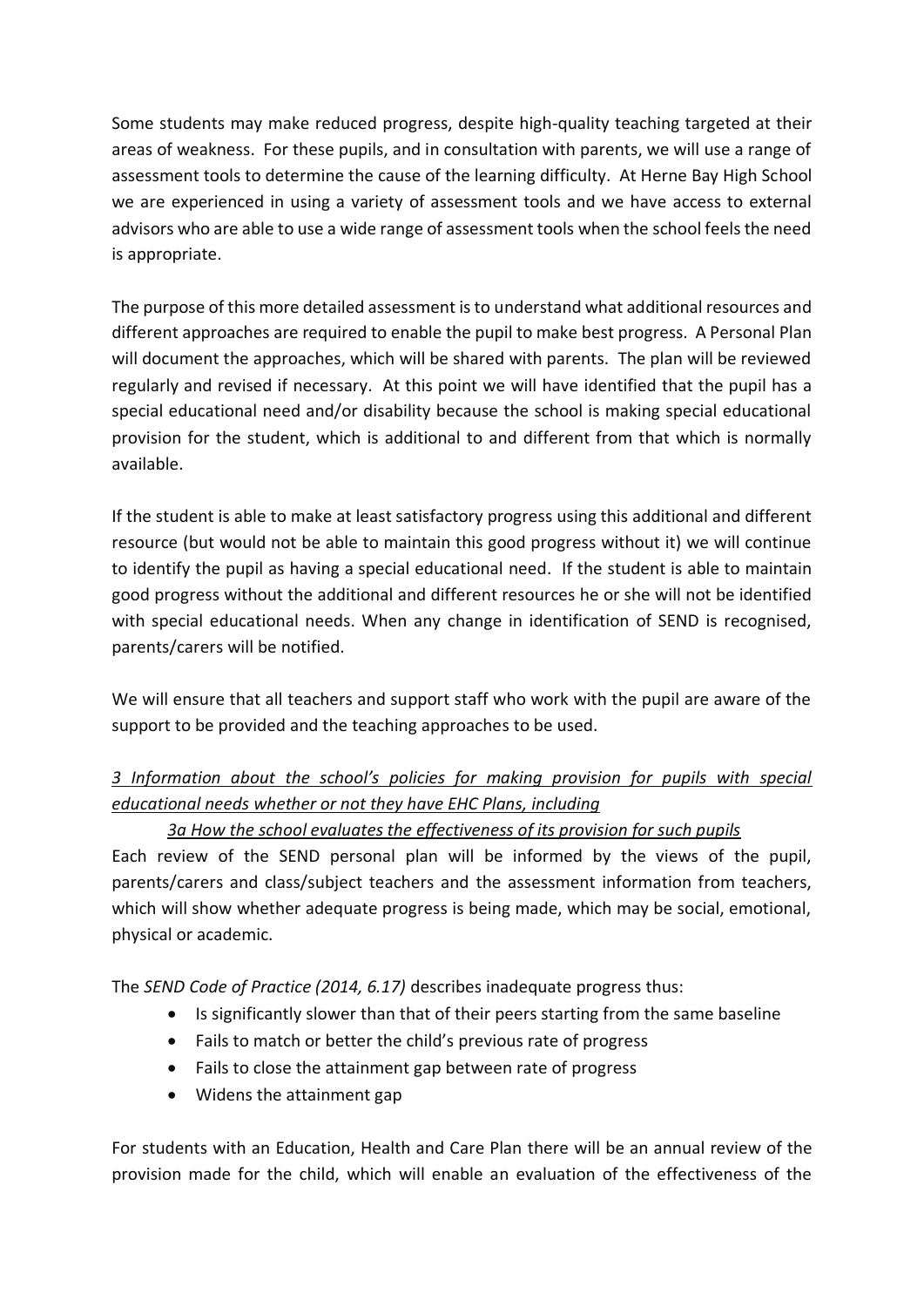Some students may make reduced progress, despite high-quality teaching targeted at their areas of weakness. For these pupils, and in consultation with parents, we will use a range of assessment tools to determine the cause of the learning difficulty. At Herne Bay High School we are experienced in using a variety of assessment tools and we have access to external advisors who are able to use a wide range of assessment tools when the school feels the need is appropriate.

The purpose of this more detailed assessment is to understand what additional resources and different approaches are required to enable the pupil to make best progress. A Personal Plan will document the approaches, which will be shared with parents. The plan will be reviewed regularly and revised if necessary. At this point we will have identified that the pupil has a special educational need and/or disability because the school is making special educational provision for the student, which is additional to and different from that which is normally available.

If the student is able to make at least satisfactory progress using this additional and different resource (but would not be able to maintain this good progress without it) we will continue to identify the pupil as having a special educational need. If the student is able to maintain good progress without the additional and different resources he or she will not be identified with special educational needs. When any change in identification of SEND is recognised, parents/carers will be notified.

We will ensure that all teachers and support staff who work with the pupil are aware of the support to be provided and the teaching approaches to be used.

### *3 Information about the school's policies for making provision for pupils with special educational needs whether or not they have EHC Plans, including*

#### *3a How the school evaluates the effectiveness of its provision for such pupils*

Each review of the SEND personal plan will be informed by the views of the pupil, parents/carers and class/subject teachers and the assessment information from teachers, which will show whether adequate progress is being made, which may be social, emotional, physical or academic.

The *SEND Code of Practice (2014, 6.17)* describes inadequate progress thus:

- Is significantly slower than that of their peers starting from the same baseline
- Fails to match or better the child's previous rate of progress
- Fails to close the attainment gap between rate of progress
- Widens the attainment gap

For students with an Education, Health and Care Plan there will be an annual review of the provision made for the child, which will enable an evaluation of the effectiveness of the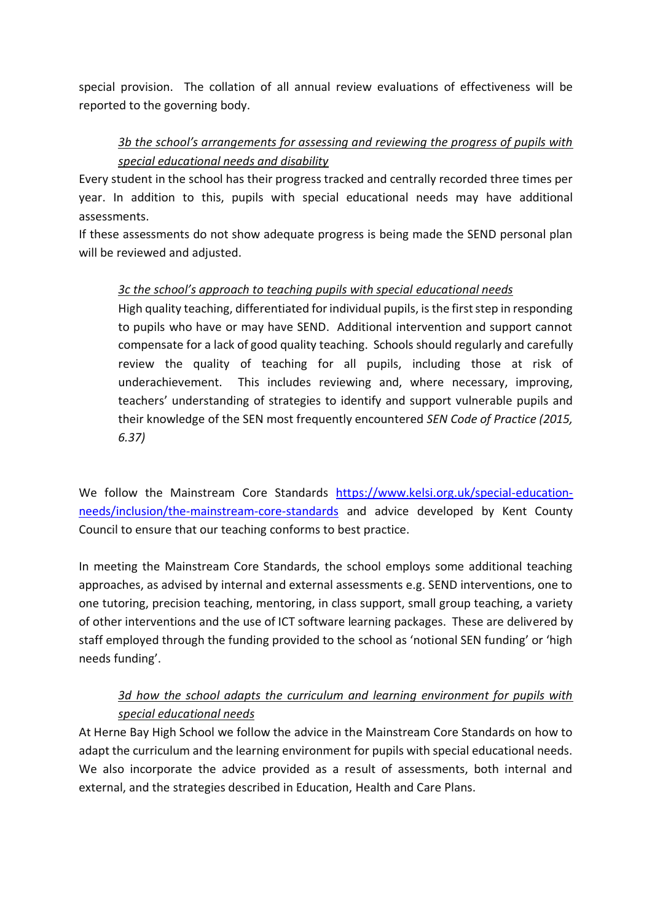special provision. The collation of all annual review evaluations of effectiveness will be reported to the governing body.

### *3b the school's arrangements for assessing and reviewing the progress of pupils with special educational needs and disability*

Every student in the school has their progress tracked and centrally recorded three times per year. In addition to this, pupils with special educational needs may have additional assessments.

If these assessments do not show adequate progress is being made the SEND personal plan will be reviewed and adjusted.

### *3c the school's approach to teaching pupils with special educational needs*

> High quality teaching, differentiated for individual pupils, is the first step in responding to pupils who have or may have SEND. Additional intervention and support cannot compensate for a lack of good quality teaching. Schools should regularly and carefully review the quality of teaching for all pupils, including those at risk of underachievement. This includes reviewing and, where necessary, improving, teachers' understanding of strategies to identify and support vulnerable pupils and their knowledge of the SEN most frequently encountered *SEN Code of Practice (2015, 6.37)*

We follow the Mainstream Core Standards [https://www.kelsi.org.uk/special-education-needs/inclusion/the-mainstream-core-standards](https://www.kelsi.org.uk/special-education-needs/inclusion/the-mainstream-core-standards) and advice developed by Kent County Council to ensure that our teaching conforms to best practice.

In meeting the Mainstream Core Standards, the school employs some additional teaching approaches, as advised by internal and external assessments e.g. SEND interventions, one to one tutoring, precision teaching, mentoring, in class support, small group teaching, a variety of other interventions and the use of ICT software learning packages. These are delivered by staff employed through the funding provided to the school as 'notional SEN funding' or 'high needs funding'.

### *3d how the school adapts the curriculum and learning environment for pupils with special educational needs*

At Herne Bay High School we follow the advice in the Mainstream Core Standards on how to adapt the curriculum and the learning environment for pupils with special educational needs. We also incorporate the advice provided as a result of assessments, both internal and external, and the strategies described in Education, Health and Care Plans.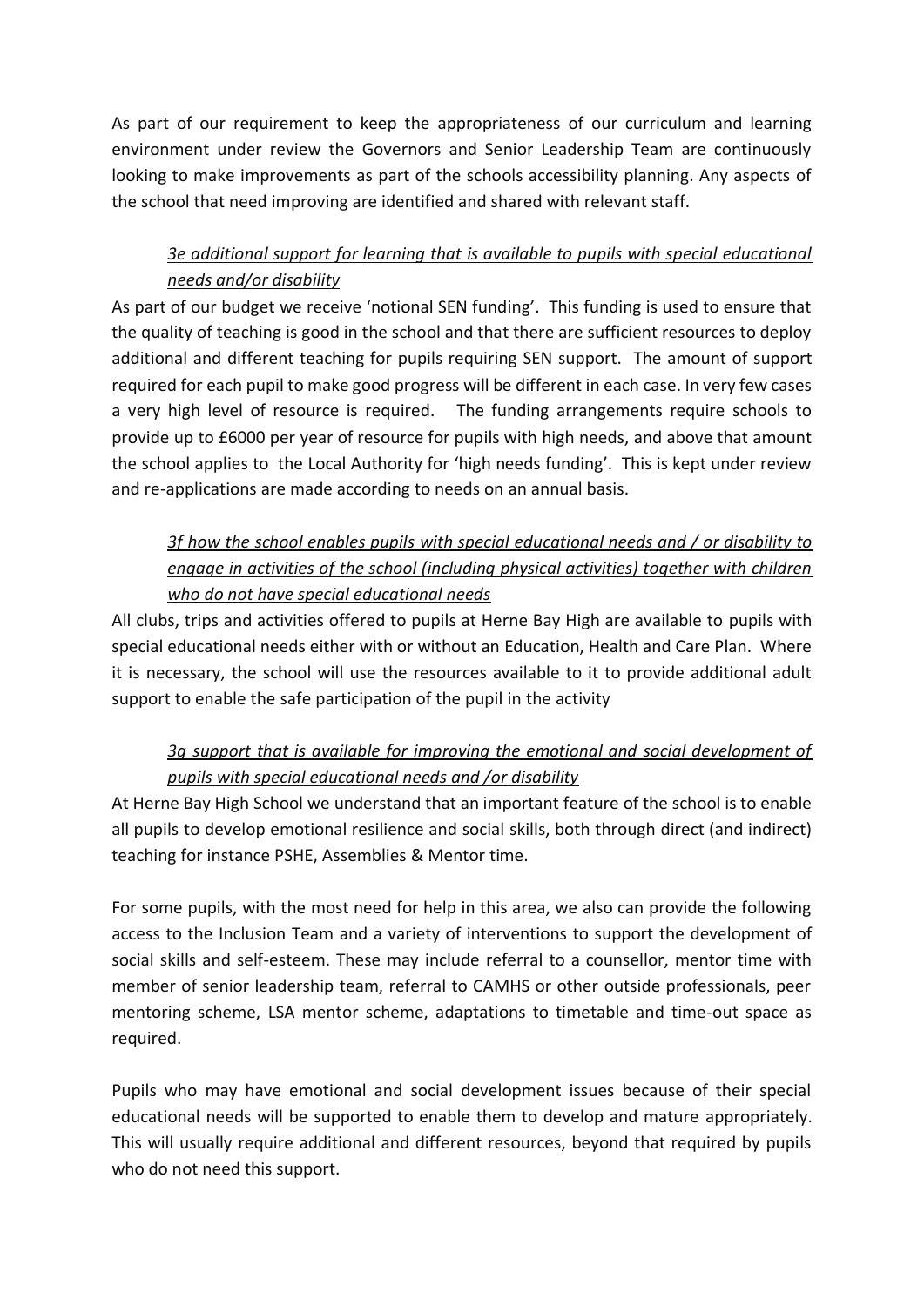As part of our requirement to keep the appropriateness of our curriculum and learning environment under review the Governors and Senior Leadership Team are continuously looking to make improvements as part of the schools accessibility planning. Any aspects of the school that need improving are identified and shared with relevant staff.

### *3e additional support for learning that is available to pupils with special educational needs and/or disability*

As part of our budget we receive 'notional SEN funding'. This funding is used to ensure that the quality of teaching is good in the school and that there are sufficient resources to deploy additional and different teaching for pupils requiring SEN support. The amount of support required for each pupil to make good progress will be different in each case. In very few cases a very high level of resource is required. The funding arrangements require schools to provide up to £6000 per year of resource for pupils with high needs, and above that amount the school applies to the Local Authority for 'high needs funding'. This is kept under review and re-applications are made according to needs on an annual basis.

### *3f how the school enables pupils with special educational needs and / or disability to engage in activities of the school (including physical activities) together with children who do not have special educational needs*

All clubs, trips and activities offered to pupils at Herne Bay High are available to pupils with special educational needs either with or without an Education, Health and Care Plan. Where it is necessary, the school will use the resources available to it to provide additional adult support to enable the safe participation of the pupil in the activity

### *3g support that is available for improving the emotional and social development of pupils with special educational needs and /or disability*

At Herne Bay High School we understand that an important feature of the school is to enable all pupils to develop emotional resilience and social skills, both through direct (and indirect) teaching for instance PSHE, Assemblies & Mentor time.

For some pupils, with the most need for help in this area, we also can provide the following access to the Inclusion Team and a variety of interventions to support the development of social skills and self-esteem. These may include referral to a counsellor, mentor time with member of senior leadership team, referral to CAMHS or other outside professionals, peer mentoring scheme, LSA mentor scheme, adaptations to timetable and time-out space as required.

Pupils who may have emotional and social development issues because of their special educational needs will be supported to enable them to develop and mature appropriately. This will usually require additional and different resources, beyond that required by pupils who do not need this support.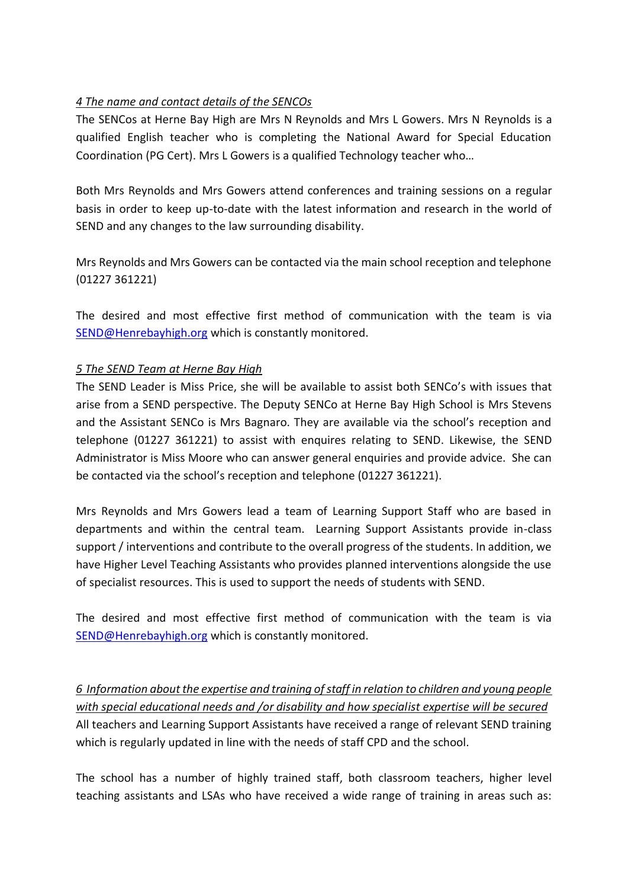*4 The name and contact details of the SENCOs*

The SENCos at Herne Bay High are Mrs N Reynolds and Mrs L Gowers. Mrs N Reynolds is a qualified English teacher who is completing the National Award for Special Education Coordination (PG Cert). Mrs L Gowers is a qualified Technology teacher who…

Both Mrs Reynolds and Mrs Gowers attend conferences and training sessions on a regular basis in order to keep up-to-date with the latest information and research in the world of SEND and any changes to the law surrounding disability.

Mrs Reynolds and Mrs Gowers can be contacted via the main school reception and telephone (01227 361221)

The desired and most effective first method of communication with the team is via SEND@Henrebayhigh.org which is constantly monitored.

*5 The SEND Team at Herne Bay High*

The SEND Leader is Miss Price, she will be available to assist both SENCo's with issues that arise from a SEND perspective. The Deputy SENCo at Herne Bay High School is Mrs Stevens and the Assistant SENCo is Mrs Bagnaro. They are available via the school's reception and telephone (01227 361221) to assist with enquires relating to SEND. Likewise, the SEND Administrator is Miss Moore who can answer general enquiries and provide advice. She can be contacted via the school's reception and telephone (01227 361221).

Mrs Reynolds and Mrs Gowers lead a team of Learning Support Staff who are based in departments and within the central team. Learning Support Assistants provide in-class support / interventions and contribute to the overall progress of the students. In addition, we have Higher Level Teaching Assistants who provides planned interventions alongside the use of specialist resources. This is used to support the needs of students with SEND.

The desired and most effective first method of communication with the team is via SEND@Henrebayhigh.org which is constantly monitored.

*6 Information about the expertise and training of staff in relation to children and young people with special educational needs and /or disability and how specialist expertise will be secured*

All teachers and Learning Support Assistants have received a range of relevant SEND training which is regularly updated in line with the needs of staff CPD and the school.

The school has a number of highly trained staff, both classroom teachers, higher level teaching assistants and LSAs who have received a wide range of training in areas such as: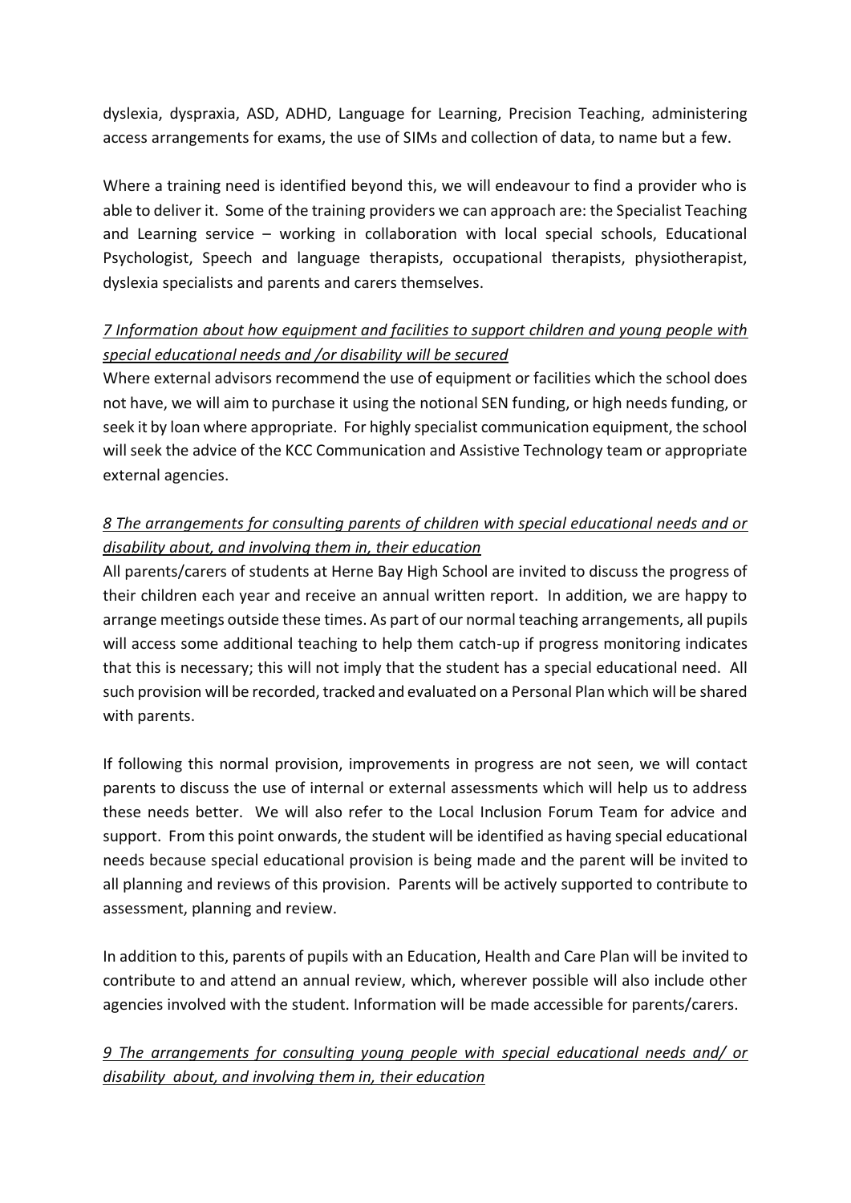dyslexia, dyspraxia, ASD, ADHD, Language for Learning, Precision Teaching, administering access arrangements for exams, the use of SIMs and collection of data, to name but a few.

Where a training need is identified beyond this, we will endeavour to find a provider who is able to deliver it. Some of the training providers we can approach are: the Specialist Teaching and Learning service – working in collaboration with local special schools, Educational Psychologist, Speech and language therapists, occupational therapists, physiotherapist, dyslexia specialists and parents and carers themselves.

*7 Information about how equipment and facilities to support children and young people with special educational needs and /or disability will be secured*

Where external advisors recommend the use of equipment or facilities which the school does not have, we will aim to purchase it using the notional SEN funding, or high needs funding, or seek it by loan where appropriate. For highly specialist communication equipment, the school will seek the advice of the KCC Communication and Assistive Technology team or appropriate external agencies.

*8 The arrangements for consulting parents of children with special educational needs and or disability about, and involving them in, their education*

All parents/carers of students at Herne Bay High School are invited to discuss the progress of their children each year and receive an annual written report. In addition, we are happy to arrange meetings outside these times. As part of our normal teaching arrangements, all pupils will access some additional teaching to help them catch-up if progress monitoring indicates that this is necessary; this will not imply that the student has a special educational need. All such provision will be recorded, tracked and evaluated on a Personal Plan which will be shared with parents.

If following this normal provision, improvements in progress are not seen, we will contact parents to discuss the use of internal or external assessments which will help us to address these needs better. We will also refer to the Local Inclusion Forum Team for advice and support. From this point onwards, the student will be identified as having special educational needs because special educational provision is being made and the parent will be invited to all planning and reviews of this provision. Parents will be actively supported to contribute to assessment, planning and review.

In addition to this, parents of pupils with an Education, Health and Care Plan will be invited to contribute to and attend an annual review, which, wherever possible will also include other agencies involved with the student. Information will be made accessible for parents/carers.

*9 The arrangements for consulting young people with special educational needs and/ or disability about, and involving them in, their education*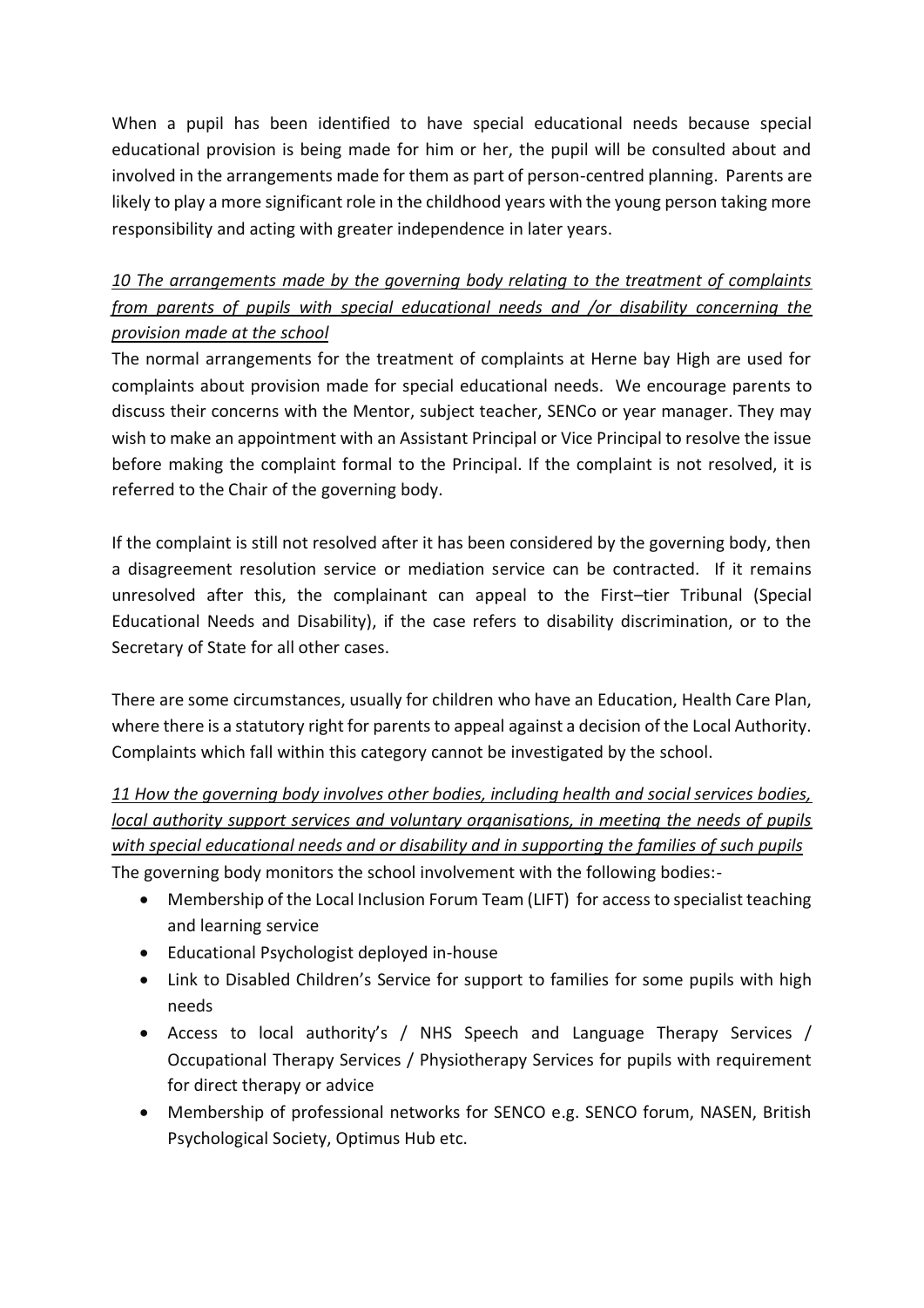When a pupil has been identified to have special educational needs because special educational provision is being made for him or her, the pupil will be consulted about and involved in the arrangements made for them as part of person-centred planning. Parents are likely to play a more significant role in the childhood years with the young person taking more responsibility and acting with greater independence in later years.

*10 The arrangements made by the governing body relating to the treatment of complaints from parents of pupils with special educational needs and /or disability concerning the provision made at the school*

The normal arrangements for the treatment of complaints at Herne bay High are used for complaints about provision made for special educational needs. We encourage parents to discuss their concerns with the Mentor, subject teacher, SENCo or year manager. They may wish to make an appointment with an Assistant Principal or Vice Principal to resolve the issue before making the complaint formal to the Principal. If the complaint is not resolved, it is referred to the Chair of the governing body.

If the complaint is still not resolved after it has been considered by the governing body, then a disagreement resolution service or mediation service can be contracted. If it remains unresolved after this, the complainant can appeal to the First–tier Tribunal (Special Educational Needs and Disability), if the case refers to disability discrimination, or to the Secretary of State for all other cases.

There are some circumstances, usually for children who have an Education, Health Care Plan, where there is a statutory right for parents to appeal against a decision of the Local Authority. Complaints which fall within this category cannot be investigated by the school.

*11 How the governing body involves other bodies, including health and social services bodies, local authority support services and voluntary organisations, in meeting the needs of pupils with special educational needs and or disability and in supporting the families of such pupils*

The governing body monitors the school involvement with the following bodies:-

- Membership of the Local Inclusion Forum Team (LIFT) for access to specialist teaching and learning service
- Educational Psychologist deployed in-house
- Link to Disabled Children's Service for support to families for some pupils with high needs
- Access to local authority's / NHS Speech and Language Therapy Services / Occupational Therapy Services / Physiotherapy Services for pupils with requirement for direct therapy or advice
- Membership of professional networks for SENCO e.g. SENCO forum, NASEN, British Psychological Society, Optimus Hub etc.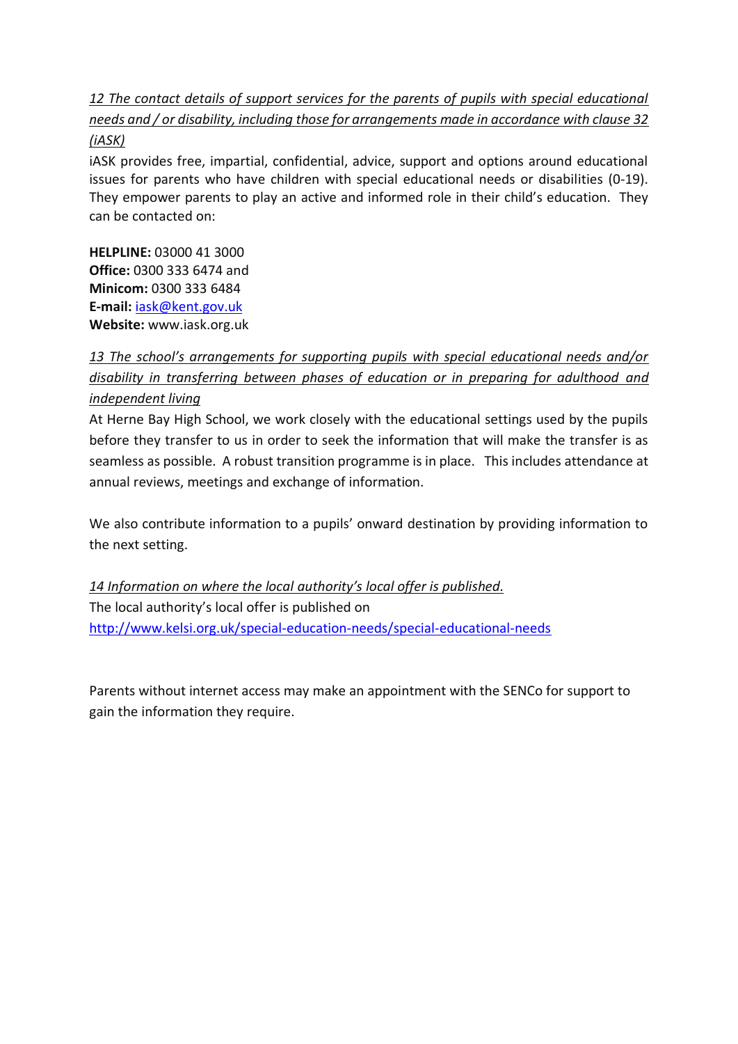*12 The contact details of support services for the parents of pupils with special educational needs and / or disability, including those for arrangements made in accordance with clause 32 (iASK)*

iASK provides free, impartial, confidential, advice, support and options around educational issues for parents who have children with special educational needs or disabilities (0-19). They empower parents to play an active and informed role in their child's education. They can be contacted on:

**HELPLINE:** 03000 41 3000
**Office:** 0300 333 6474 and
**Minicom:** 0300 333 6484
**E-mail:** iask@kent.gov.uk
**Website:** www.iask.org.uk

*13 The school's arrangements for supporting pupils with special educational needs and/or disability in transferring between phases of education or in preparing for adulthood and independent living*

At Herne Bay High School, we work closely with the educational settings used by the pupils before they transfer to us in order to seek the information that will make the transfer is as seamless as possible. A robust transition programme is in place. This includes attendance at annual reviews, meetings and exchange of information.

We also contribute information to a pupils' onward destination by providing information to the next setting.

*14 Information on where the local authority's local offer is published.*

The local authority's local offer is published on
http://www.kelsi.org.uk/special-education-needs/special-educational-needs

Parents without internet access may make an appointment with the SENCo for support to gain the information they require.